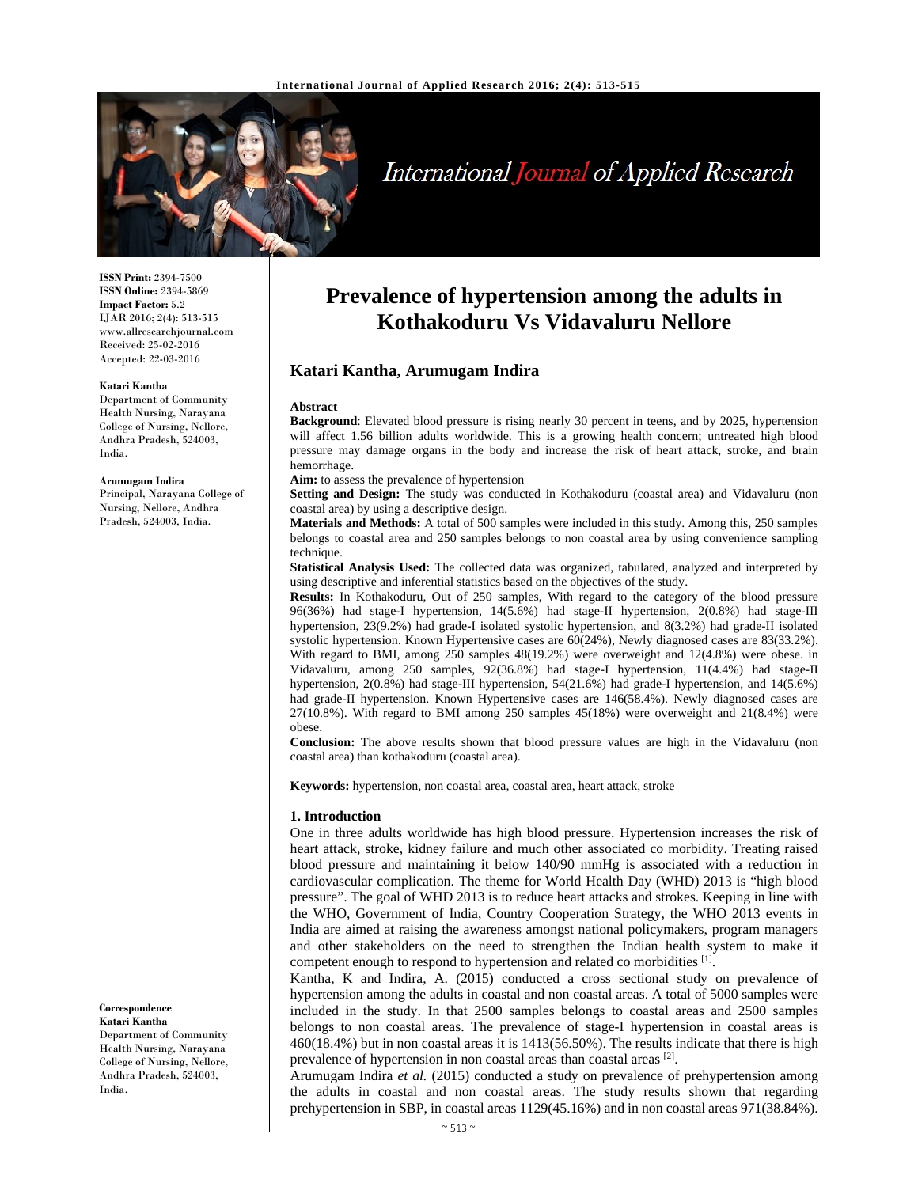ISSN Print: 2394-7500
ISSN Online: 2394-5869
Impact Factor: 5.2
IJAR 2016; 2(4): 513-515
www.allresearchjournal.com
Received: 25-02-2016
Accepted: 22-03-2016

**Katari Kantha**
Department of Community Health Nursing, Narayana College of Nursing, Nellore, Andhra Pradesh, 524003, India.

**Arumugam Indira**
Principal, Narayana College of Nursing, Nellore, Andhra Pradesh, 524003, India.

**Correspondence**
**Katari Kantha**
Department of Community Health Nursing, Narayana College of Nursing, Nellore, Andhra Pradesh, 524003, India.

# Prevalence of hypertension among the adults in Kothakoduru Vs Vidavaluru Nellore

## Katari Kantha, Arumugam Indira

### Abstract

**Background**: Elevated blood pressure is rising nearly 30 percent in teens, and by 2025, hypertension will affect 1.56 billion adults worldwide. This is a growing health concern; untreated high blood pressure may damage organs in the body and increase the risk of heart attack, stroke, and brain hemorrhage.

**Aim:** to assess the prevalence of hypertension

**Setting and Design:** The study was conducted in Kothakoduru (coastal area) and Vidavaluru (non coastal area) by using a descriptive design.

**Materials and Methods:** A total of 500 samples were included in this study. Among this, 250 samples belongs to coastal area and 250 samples belongs to non coastal area by using convenience sampling technique.

**Statistical Analysis Used:** The collected data was organized, tabulated, analyzed and interpreted by using descriptive and inferential statistics based on the objectives of the study.

**Results:** In Kothakoduru, Out of 250 samples, With regard to the category of the blood pressure 96(36%) had stage-I hypertension, 14(5.6%) had stage-II hypertension, 2(0.8%) had stage-III hypertension, 23(9.2%) had grade-I isolated systolic hypertension, and 8(3.2%) had grade-II isolated systolic hypertension. Known Hypertensive cases are 60(24%), Newly diagnosed cases are 83(33.2%). With regard to BMI, among 250 samples 48(19.2%) were overweight and 12(4.8%) were obese. in Vidavaluru, among 250 samples, 92(36.8%) had stage-I hypertension, 11(4.4%) had stage-II hypertension, 2(0.8%) had stage-III hypertension, 54(21.6%) had grade-I hypertension, and 14(5.6%) had grade-II hypertension. Known Hypertensive cases are 146(58.4%). Newly diagnosed cases are 27(10.8%). With regard to BMI among 250 samples 45(18%) were overweight and 21(8.4%) were obese.

**Conclusion:** The above results shown that blood pressure values are high in the Vidavaluru (non coastal area) than kothakoduru (coastal area).

**Keywords:** hypertension, non coastal area, coastal area, heart attack, stroke

### 1. Introduction

One in three adults worldwide has high blood pressure. Hypertension increases the risk of heart attack, stroke, kidney failure and much other associated co morbidity. Treating raised blood pressure and maintaining it below 140/90 mmHg is associated with a reduction in cardiovascular complication. The theme for World Health Day (WHD) 2013 is "high blood pressure". The goal of WHD 2013 is to reduce heart attacks and strokes. Keeping in line with the WHO, Government of India, Country Cooperation Strategy, the WHO 2013 events in India are aimed at raising the awareness amongst national policymakers, program managers and other stakeholders on the need to strengthen the Indian health system to make it competent enough to respond to hypertension and related co morbidities [1].

Kantha, K and Indira, A. (2015) conducted a cross sectional study on prevalence of hypertension among the adults in coastal and non coastal areas. A total of 5000 samples were included in the study. In that 2500 samples belongs to coastal areas and 2500 samples belongs to non coastal areas. The prevalence of stage-I hypertension in coastal areas is 460(18.4%) but in non coastal areas it is 1413(56.50%). The results indicate that there is high prevalence of hypertension in non coastal areas than coastal areas [2].

Arumugam Indira *et al.* (2015) conducted a study on prevalence of prehypertension among the adults in coastal and non coastal areas. The study results shown that regarding prehypertension in SBP, in coastal areas 1129(45.16%) and in non coastal areas 971(38.84%).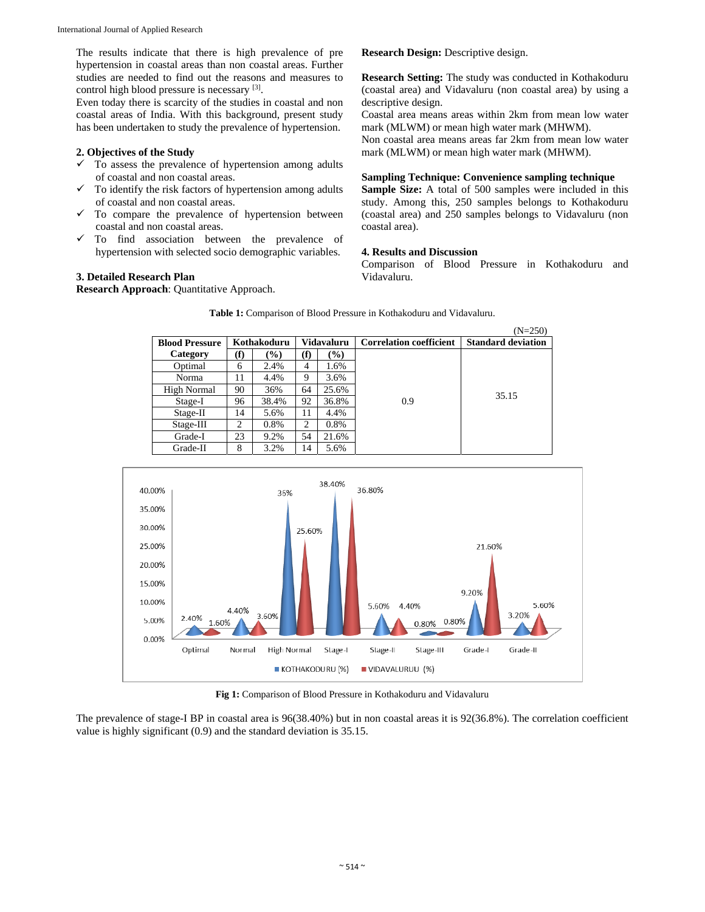The results indicate that there is high prevalence of pre hypertension in coastal areas than non coastal areas. Further studies are needed to find out the reasons and measures to control high blood pressure is necessary [3].

Even today there is scarcity of the studies in coastal and non coastal areas of India. With this background, present study has been undertaken to study the prevalence of hypertension.

## 2. Objectives of the Study

- ✓ To assess the prevalence of hypertension among adults of coastal and non coastal areas.
- ✓ To identify the risk factors of hypertension among adults of coastal and non coastal areas.
- ✓ To compare the prevalence of hypertension between coastal and non coastal areas.
- ✓ To find association between the prevalence of hypertension with selected socio demographic variables.

## 3. Detailed Research Plan

**Research Approach**: Quantitative Approach.

**Research Design:** Descriptive design.

**Research Setting:** The study was conducted in Kothakoduru (coastal area) and Vidavaluru (non coastal area) by using a descriptive design.

Coastal area means areas within 2km from mean low water mark (MLWM) or mean high water mark (MHWM).

Non coastal area means areas far 2km from mean low water mark (MLWM) or mean high water mark (MHWM).

**Sampling Technique: Convenience sampling technique**

**Sample Size:** A total of 500 samples were included in this study. Among this, 250 samples belongs to Kothakoduru (coastal area) and 250 samples belongs to Vidavaluru (non coastal area).

## 4. Results and Discussion

Comparison of Blood Pressure in Kothakoduru and Vidavaluru.

**Table 1:** Comparison of Blood Pressure in Kothakoduru and Vidavaluru.

(N=250)

| Blood Pressure Category | Kothakoduru | | Vidavaluru | | Correlation coefficient | Standard deviation |
|---|---|---|---|---|---|---|
| | (f) | (%) | (f) | (%) | | |
| Optimal | 6 | 2.4% | 4 | 1.6% | 0.9 | 35.15 |
| Norma | 11 | 4.4% | 9 | 3.6% | | |
| High Normal | 90 | 36% | 64 | 25.6% | | |
| Stage-I | 96 | 38.4% | 92 | 36.8% | | |
| Stage-II | 14 | 5.6% | 11 | 4.4% | | |
| Stage-III | 2 | 0.8% | 2 | 0.8% | | |
| Grade-I | 23 | 9.2% | 54 | 21.6% | | |
| Grade-II | 8 | 3.2% | 14 | 5.6% | | |

**Fig 1:** Comparison of Blood Pressure in Kothakoduru and Vidavaluru

The prevalence of stage-I BP in coastal area is 96(38.40%) but in non coastal areas it is 92(36.8%). The correlation coefficient value is highly significant (0.9) and the standard deviation is 35.15.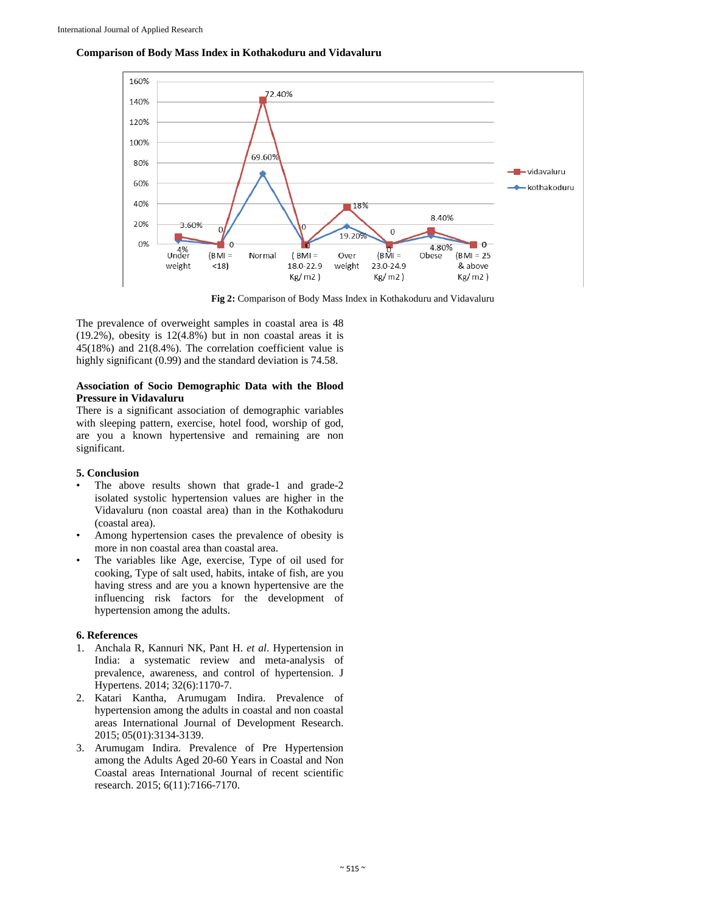**Comparison of Body Mass Index in Kothakoduru and Vidavaluru**

160%
140%
120%
100%
80%
60%
40%
20%
0%

72.40%
69.60%
3.60%
4%
0
0
0
0
18%
19.20%
0
0
8.40%
4.80%
0
0

Under weight
(BMI = <18)
Normal
( BMI = 18.0-22.9 Kg/ m2 )
Over weight
(BMI = 23.0-24.9 Kg/ m2 )
Obese
(BMI = 25 & above Kg/ m2 )

vidavaluru
kothakoduru

**Fig 2:** Comparison of Body Mass Index in Kothakoduru and Vidavaluru

The prevalence of overweight samples in coastal area is 48 (19.2%), obesity is 12(4.8%) but in non coastal areas it is 45(18%) and 21(8.4%). The correlation coefficient value is highly significant (0.99) and the standard deviation is 74.58.

**Association of Socio Demographic Data with the Blood Pressure in Vidavaluru**

There is a significant association of demographic variables with sleeping pattern, exercise, hotel food, worship of god, are you a known hypertensive and remaining are non significant.

## 5. Conclusion

- The above results shown that grade-1 and grade-2 isolated systolic hypertension values are higher in the Vidavaluru (non coastal area) than in the Kothakoduru (coastal area).
- Among hypertension cases the prevalence of obesity is more in non coastal area than coastal area.
- The variables like Age, exercise, Type of oil used for cooking, Type of salt used, habits, intake of fish, are you having stress and are you a known hypertensive are the influencing risk factors for the development of hypertension among the adults.

## 6. References

1. Anchala R, Kannuri NK, Pant H. *et al.* Hypertension in India: a systematic review and meta-analysis of prevalence, awareness, and control of hypertension. J Hypertens. 2014; 32(6):1170-7.
2. Katari Kantha, Arumugam Indira. Prevalence of hypertension among the adults in coastal and non coastal areas International Journal of Development Research. 2015; 05(01):3134-3139.
3. Arumugam Indira. Prevalence of Pre Hypertension among the Adults Aged 20-60 Years in Coastal and Non Coastal areas International Journal of recent scientific research. 2015; 6(11):7166-7170.